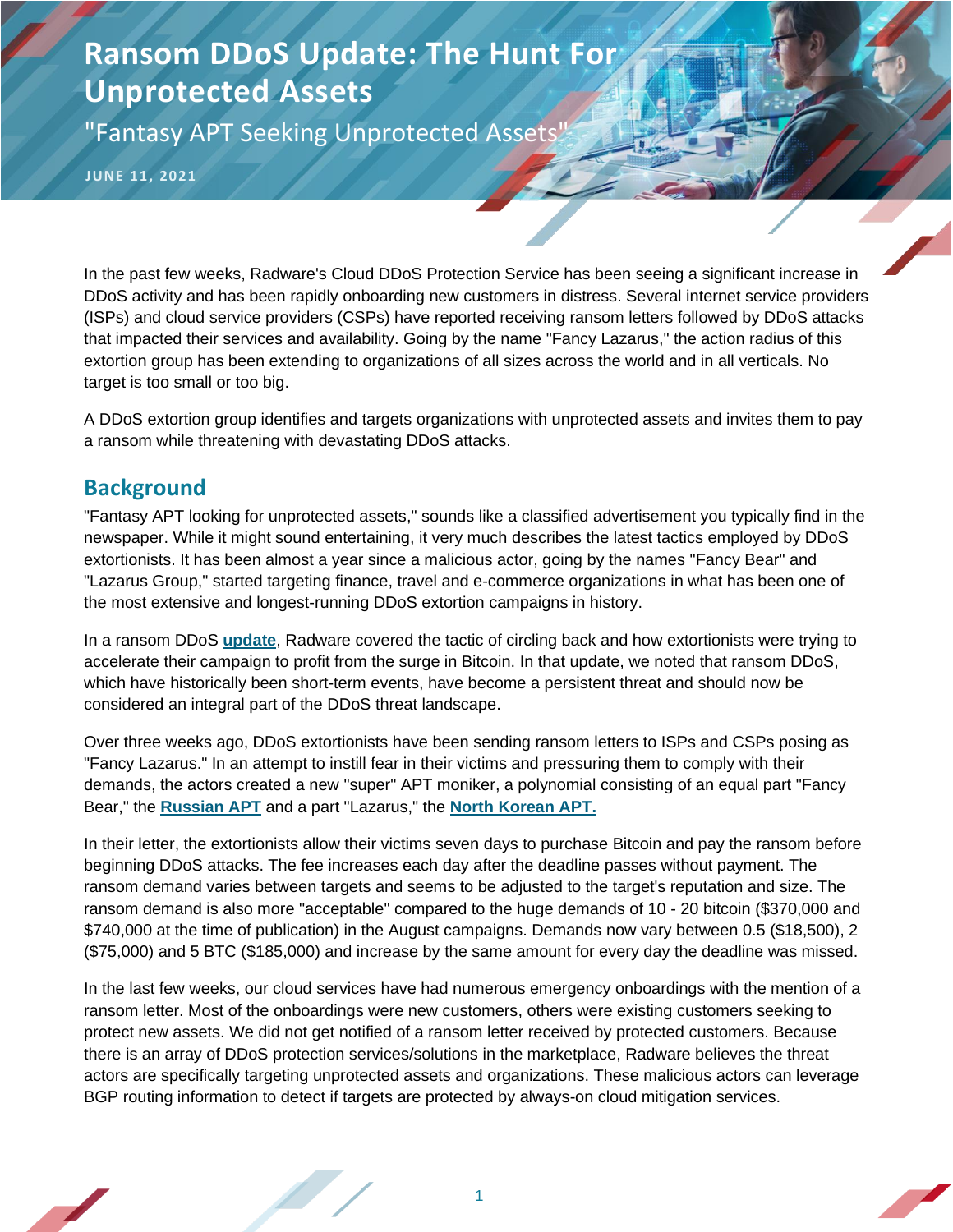# Ransom DDoS Update: The Hunt For Unprotected Assets

"Fantasy APT Seeking Unprotected Assets"

**JUNE 11, 2021**

In the past few weeks, Radware's Cloud DDoS Protection Service has been seeing a significant increase in DDoS activity and has been rapidly onboarding new customers in distress. Several internet service providers (ISPs) and cloud service providers (CSPs) have reported receiving ransom letters followed by DDoS attacks that impacted their services and availability. Going by the name "Fancy Lazarus," the action radius of this extortion group has been extending to organizations of all sizes across the world and in all verticals. No target is too small or too big.

A DDoS extortion group identifies and targets organizations with unprotected assets and invites them to pay a ransom while threatening with devastating DDoS attacks.

## Background

"Fantasy APT looking for unprotected assets," sounds like a classified advertisement you typically find in the newspaper. While it might sound entertaining, it very much describes the latest tactics employed by DDoS extortionists. It has been almost a year since a malicious actor, going by the names "Fancy Bear" and "Lazarus Group," started targeting finance, travel and e-commerce organizations in what has been one of the most extensive and longest-running DDoS extortion campaigns in history.

In a ransom DDoS **update**, Radware covered the tactic of circling back and how extortionists were trying to accelerate their campaign to profit from the surge in Bitcoin. In that update, we noted that ransom DDoS, which have historically been short-term events, have become a persistent threat and should now be considered an integral part of the DDoS threat landscape.

Over three weeks ago, DDoS extortionists have been sending ransom letters to ISPs and CSPs posing as "Fancy Lazarus." In an attempt to instill fear in their victims and pressuring them to comply with their demands, the actors created a new "super" APT moniker, a polynomial consisting of an equal part "Fancy Bear," the **Russian APT** and a part "Lazarus," the **North Korean APT.**

In their letter, the extortionists allow their victims seven days to purchase Bitcoin and pay the ransom before beginning DDoS attacks. The fee increases each day after the deadline passes without payment. The ransom demand varies between targets and seems to be adjusted to the target's reputation and size. The ransom demand is also more "acceptable" compared to the huge demands of 10 - 20 bitcoin ($370,000 and $740,000 at the time of publication) in the August campaigns. Demands now vary between 0.5 ($18,500), 2 ($75,000) and 5 BTC ($185,000) and increase by the same amount for every day the deadline was missed.

In the last few weeks, our cloud services have had numerous emergency onboardings with the mention of a ransom letter. Most of the onboardings were new customers, others were existing customers seeking to protect new assets. We did not get notified of a ransom letter received by protected customers. Because there is an array of DDoS protection services/solutions in the marketplace, Radware believes the threat actors are specifically targeting unprotected assets and organizations. These malicious actors can leverage BGP routing information to detect if targets are protected by always-on cloud mitigation services.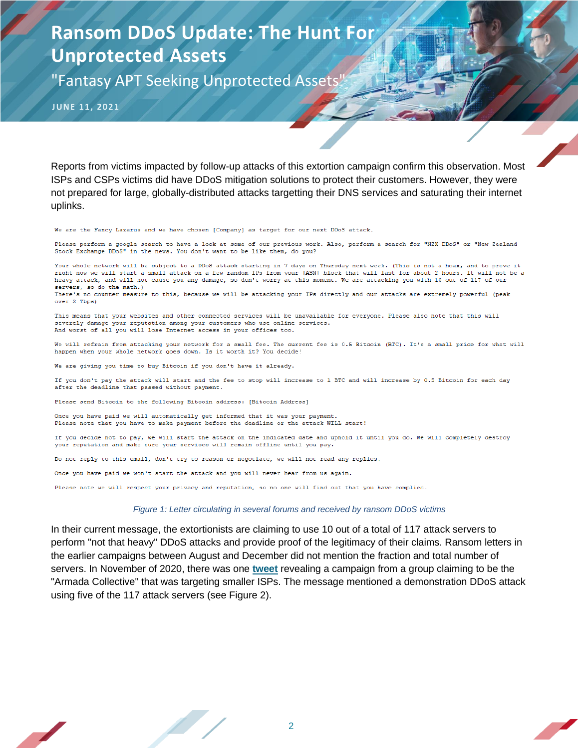# Ransom DDoS Update: The Hunt For Unprotected Assets

"Fantasy APT Seeking Unprotected Assets"

JUNE 11, 2021

Reports from victims impacted by follow-up attacks of this extortion campaign confirm this observation. Most ISPs and CSPs victims did have DDoS mitigation solutions to protect their customers. However, they were not prepared for large, globally-distributed attacks targetting their DNS services and saturating their internet uplinks.

```
We are the Fancy Lazarus and we have chosen [Company] as target for our next DDoS attack.

Please perform a google search to have a look at some of our previous work. Also, perform a search for "NZX DDoS" or "New Zealand
Stock Exchange DDoS" in the news. You don't want to be like them, do you?

Your whole network will be subject to a DDoS attack starting in 7 days on Thursday next week. (This is not a hoax, and to prove it
right now we will start a small attack on a few random IPs from your [ASN] block that will last for about 2 hours. It will not be a
heavy attack, and will not cause you any damage, so don't worry at this moment. We are attacking you with 10 out of 117 of our
servers, so do the math.)
There's no counter measure to this, because we will be attacking your IPs directly and our attacks are extremely powerful (peak
over 2 Tbps)

This means that your websites and other connected services will be unavailable for everyone. Please also note that this will
severely damage your reputation among your customers who use online services.
And worst of all you will lose Internet access in your offices too.

We will refrain from attacking your network for a small fee. The current fee is 0.5 Bitcoin (BTC). It's a small price for what will
happen when your whole network goes down. Is it worth it? You decide!

We are giving you time to buy Bitcoin if you don't have it already.

If you don't pay the attack will start and the fee to stop will increase to 1 BTC and will increase by 0.5 Bitcoin for each day
after the deadline that passed without payment.

Please send Bitcoin to the following Bitcoin address: [Bitcoin Address]

Once you have paid we will automatically get informed that it was your payment.
Please note that you have to make payment before the deadline or the attack WILL start!

If you decide not to pay, we will start the attack on the indicated date and uphold it until you do. We will completely destroy
your reputation and make sure your services will remain offline until you pay.

Do not reply to this email, don't try to reason or negotiate, we will not read any replies.

Once you have paid we won't start the attack and you will never hear from us again.

Please note we will respect your privacy and reputation, so no one will find out that you have complied.
```

*Figure 1: Letter circulating in several forums and received by ransom DDoS victims*

In their current message, the extortionists are claiming to use 10 out of a total of 117 attack servers to perform "not that heavy" DDoS attacks and provide proof of the legitimacy of their claims. Ransom letters in the earlier campaigns between August and December did not mention the fraction and total number of servers. In November of 2020, there was one **tweet** revealing a campaign from a group claiming to be the "Armada Collective" that was targeting smaller ISPs. The message mentioned a demonstration DDoS attack using five of the 117 attack servers (see Figure 2).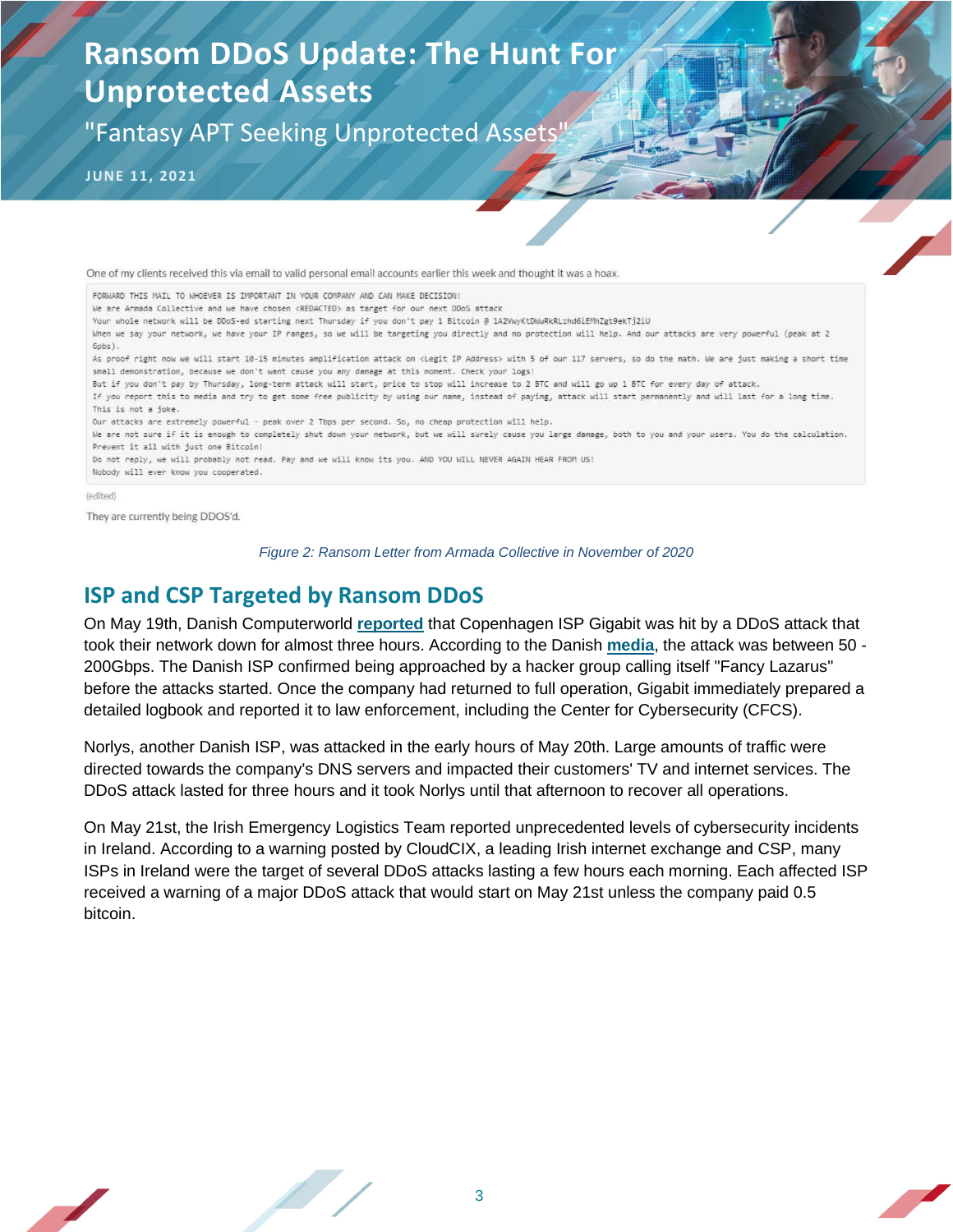# Ransom DDoS Update: The Hunt For Unprotected Assets

"Fantasy APT Seeking Unprotected Assets"

**JUNE 11, 2021**

One of my clients received this via email to valid personal email accounts earlier this week and thought it was a hoax.

```
FORWARD THIS MAIL TO WHOEVER IS IMPORTANT IN YOUR COMPANY AND CAN MAKE DECISION!
We are Armada Collective and we have chosen <REDACTED> as target for our next DDoS attack
Your whole network will be DDoS-ed starting next Thursday if you don't pay 1 Bitcoin @ 1A2VwyKtDWuRkRLzhd6iEMhZgt9ekTj2iU
When we say your network, we have your IP ranges, so we will be targeting you directly and no protection will help. And our attacks are very powerful (peak at 2 Gpbs).
As proof right now we will start 10-15 minutes amplification attack on <Legit IP Address> with 5 of our 117 servers, so do the math. We are just making a short time small demonstration, because we don't want cause you any damage at this moment. Check your logs!
But if you don't pay by Thursday, long-term attack will start, price to stop will increase to 2 BTC and will go up 1 BTC for every day of attack.
If you report this to media and try to get some free publicity by using our name, instead of paying, attack will start permanently and will last for a long time.
This is not a joke.
Our attacks are extremely powerful - peak over 2 Tbps per second. So, no cheap protection will help.
We are not sure if it is enough to completely shut down your network, but we will surely cause you large damage, both to you and your users. You do the calculation.
Prevent it all with just one Bitcoin!
Do not reply, we will probably not read. Pay and we will know its you. AND YOU WILL NEVER AGAIN HEAR FROM US!
Nobody will ever know you cooperated.
```

(edited)

They are currently being DDOS'd.

*Figure 2: Ransom Letter from Armada Collective in November of 2020*

## ISP and CSP Targeted by Ransom DDoS

On May 19th, Danish Computerworld **reported** that Copenhagen ISP Gigabit was hit by a DDoS attack that took their network down for almost three hours. According to the Danish **media**, the attack was between 50 - 200Gbps. The Danish ISP confirmed being approached by a hacker group calling itself "Fancy Lazarus" before the attacks started. Once the company had returned to full operation, Gigabit immediately prepared a detailed logbook and reported it to law enforcement, including the Center for Cybersecurity (CFCS).

Norlys, another Danish ISP, was attacked in the early hours of May 20th. Large amounts of traffic were directed towards the company's DNS servers and impacted their customers' TV and internet services. The DDoS attack lasted for three hours and it took Norlys until that afternoon to recover all operations.

On May 21st, the Irish Emergency Logistics Team reported unprecedented levels of cybersecurity incidents in Ireland. According to a warning posted by CloudCIX, a leading Irish internet exchange and CSP, many ISPs in Ireland were the target of several DDoS attacks lasting a few hours each morning. Each affected ISP received a warning of a major DDoS attack that would start on May 21st unless the company paid 0.5 bitcoin.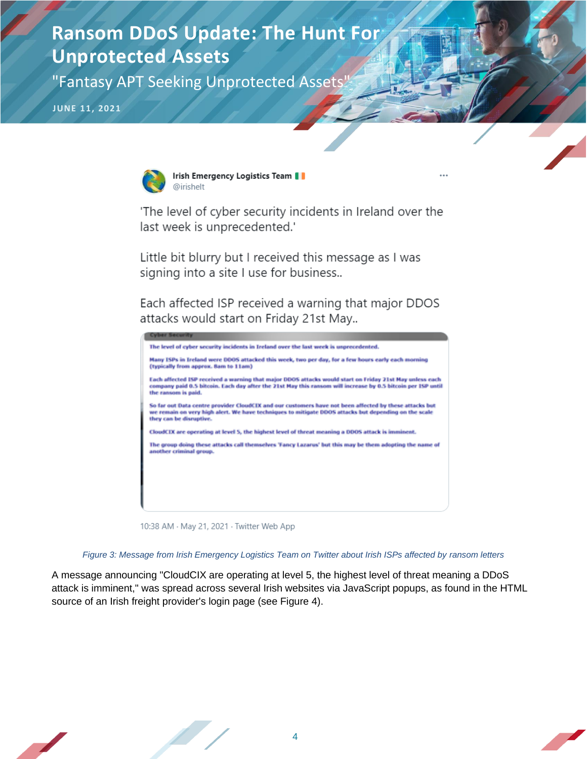# Ransom DDoS Update: The Hunt For Unprotected Assets

"Fantasy APT Seeking Unprotected Assets"

**JUNE 11, 2021**

Irish Emergency Logistics Team
@irishelt

'The level of cyber security incidents in Ireland over the last week is unprecedented.'

Little bit blurry but I received this message as I was signing into a site I use for business..

Each affected ISP received a warning that major DDOS attacks would start on Friday 21st May..

**Cyber Security**

The level of cyber security incidents in Ireland over the last week is unprecedented.

Many ISPs in Ireland were DDOS attacked this week, two per day, for a few hours early each morning (typically from approx. 8am to 11am)

Each affected ISP received a warning that major DDOS attacks would start on Friday 21st May unless each company paid 0.5 bitcoin. Each day after the 21st May this ransom will increase by 0.5 bitcoin per ISP until the ransom is paid.

So far out Data centre provider CloudCIX and our customers have not been affected by these attacks but we remain on very high alert. We have techniques to mitigate DDOS attacks but depending on the scale they can be disruptive.

CloudCIX are operating at level 5, the highest level of threat meaning a DDOS attack is imminent.

The group doing these attacks call themselves 'Fancy Lazarus' but this may be them adopting the name of another criminal group.

10:38 AM · May 21, 2021 · Twitter Web App

*Figure 3: Message from Irish Emergency Logistics Team on Twitter about Irish ISPs affected by ransom letters*

A message announcing "CloudCIX are operating at level 5, the highest level of threat meaning a DDoS attack is imminent," was spread across several Irish websites via JavaScript popups, as found in the HTML source of an Irish freight provider's login page (see Figure 4).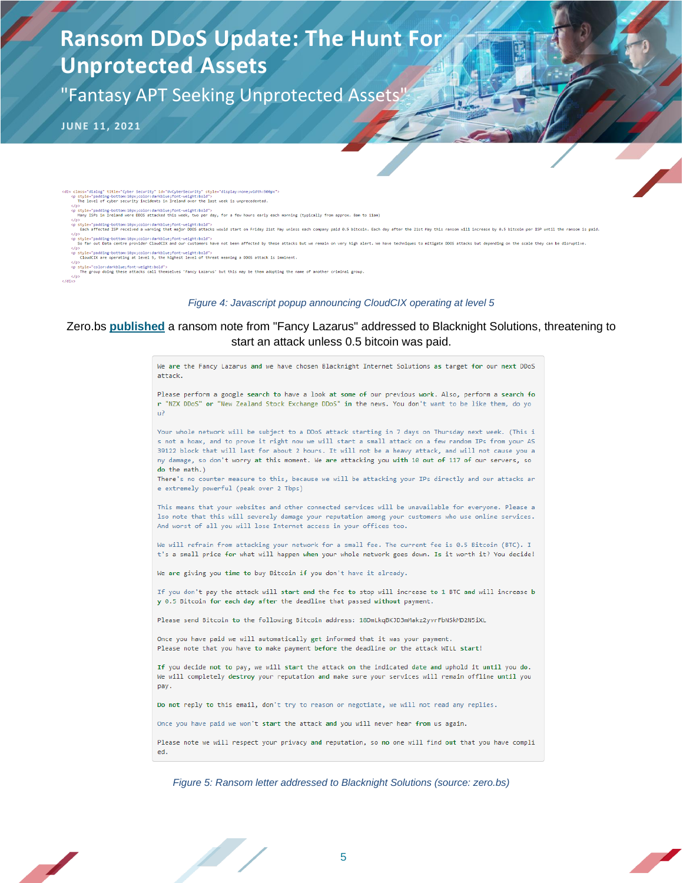# Ransom DDoS Update: The Hunt For Unprotected Assets

"Fantasy APT Seeking Unprotected Assets"

**JUNE 11, 2021**

```
<div class="dialog" title="Cyber Security" id="dvCyberSecurity" style="display:none;width:500px">
    <p style="padding-bottom:10px;color:darkblue;font-weight:bold">
        The level of cyber security incidents in Ireland over the last week is unprecedented.
    </p>
    <p style="padding-bottom:10px;color:darkblue;font-weight:bold">
        Many ISPs in Ireland were DDOS attacked this week, two per day, for a few hours early each morning (typically from approx. 8am to 11am)
    </p>
    <p style="padding-bottom:10px;color:darkblue;font-weight:bold">
        Each affected ISP received a warning that major DDOS attacks would start on Friday 21st May unless each company paid 0.5 bitcoin. Each day after the 21st May this ransom will increase by 0.5 bitcoin per ISP until the ransom is paid.
    </p>
    <p style="padding-bottom:10px;color:darkblue;font-weight:bold">
        So far out Data centre provider CloudCIX and our customers have not been affected by these attacks but we remain on very high alert. We have techniques to mitigate DDOS attacks but depending on the scale they can be disruptive.
    </p>
    <p style="padding-bottom:10px;color:darkblue;font-weight:bold">
        CloudCIX are operating at level 5, the highest level of threat meaning a DDOS attack is imminent.
    </p>
    <p style="color:darkblue;font-weight:bold">
        The group doing these attacks call themselves 'Fancy Lazarus' but this may be them adopting the name of another criminal group.
    </p>
</div>
```

*Figure 4: Javascript popup announcing CloudCIX operating at level 5*

Zero.bs **published** a ransom note from "Fancy Lazarus" addressed to Blacknight Solutions, threatening to start an attack unless 0.5 bitcoin was paid.

```
We are the Fancy Lazarus and we have chosen Blacknight Internet Solutions as target for our next DDoS attack.

Please perform a google search to have a look at some of our previous work. Also, perform a search for "NZX DDoS" or "New Zealand Stock Exchange DDoS" in the news. You don't want to be like them, do you?

Your whole network will be subject to a DDoS attack starting in 7 days on Thursday next week. (This is not a hoax, and to prove it right now we will start a small attack on a few random IPs from your AS 39122 block that will last for about 2 hours. It will not be a heavy attack, and will not cause you any damage, so don't worry at this moment. We are attacking you with 10 out of 117 of our servers, so do the math.)
There's no counter measure to this, because we will be attacking your IPs directly and our attacks are extremely powerful (peak over 2 Tbps)

This means that your websites and other connected services will be unavailable for everyone. Please also note that this will severely damage your reputation among your customers who use online services. And worst of all you will lose Internet access in your offices too.

We will refrain from attacking your network for a small fee. The current fee is 0.5 Bitcoin (BTC). It's a small price for what will happen when your whole network goes down. Is it worth it? You decide!

We are giving you time to buy Bitcoin if you don't have it already.

If you don't pay the attack will start and the fee to stop will increase to 1 BTC and will increase by 0.5 Bitcoin for each day after the deadline that passed without payment.

Please send Bitcoin to the following Bitcoin address: 18DmLkqBKJD3mMakz2yvrFbNSkMD2N5iXL

Once you have paid we will automatically get informed that it was your payment.
Please note that you have to make payment before the deadline or the attack WILL start!

If you decide not to pay, we will start the attack on the indicated date and uphold it until you do.
We will completely destroy your reputation and make sure your services will remain offline until you pay.

Do not reply to this email, don't try to reason or negotiate, we will not read any replies.

Once you have paid we won't start the attack and you will never hear from us again.

Please note we will respect your privacy and reputation, so no one will find out that you have complied.
```

*Figure 5: Ransom letter addressed to Blacknight Solutions (source: zero.bs)*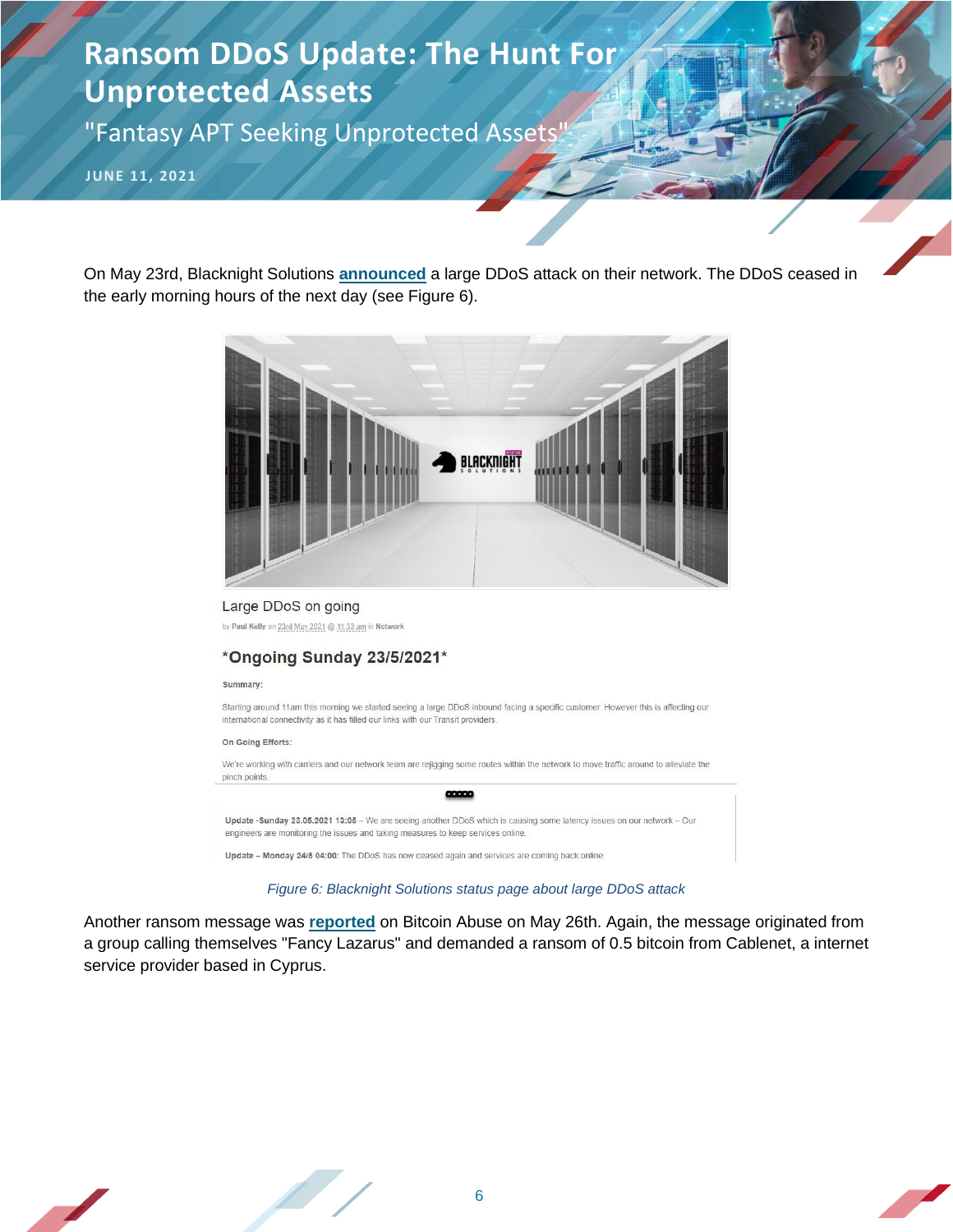# Ransom DDoS Update: The Hunt For Unprotected Assets

"Fantasy APT Seeking Unprotected Assets"

JUNE 11, 2021

On May 23rd, Blacknight Solutions **announced** a large DDoS attack on their network. The DDoS ceased in the early morning hours of the next day (see Figure 6).

Large DDoS on going

by Paul Kelly on 23rd May 2021 @ 11:33 am in Network

**\*Ongoing Sunday 23/5/2021\***

**Summary:**

Starting around 11am this morning we started seeing a large DDoS inbound facing a specific customer. However this is affecting our international connectivity as it has filled our links with our Transit providers.

**On Going Efforts:**

We're working with carriers and our network team are rejigging some routes within the network to move traffic around to alleviate the pinch points.

**Update -Sunday 23.05.2021 13:05** – We are seeing another DDoS which is causing some latency issues on our network – Our engineers are monitoring the issues and taking measures to keep services online.

**Update – Monday 24/5 04:00:** The DDoS has now ceased again and services are coming back online

*Figure 6: Blacknight Solutions status page about large DDoS attack*

Another ransom message was **reported** on Bitcoin Abuse on May 26th. Again, the message originated from a group calling themselves "Fancy Lazarus" and demanded a ransom of 0.5 bitcoin from Cablenet, a internet service provider based in Cyprus.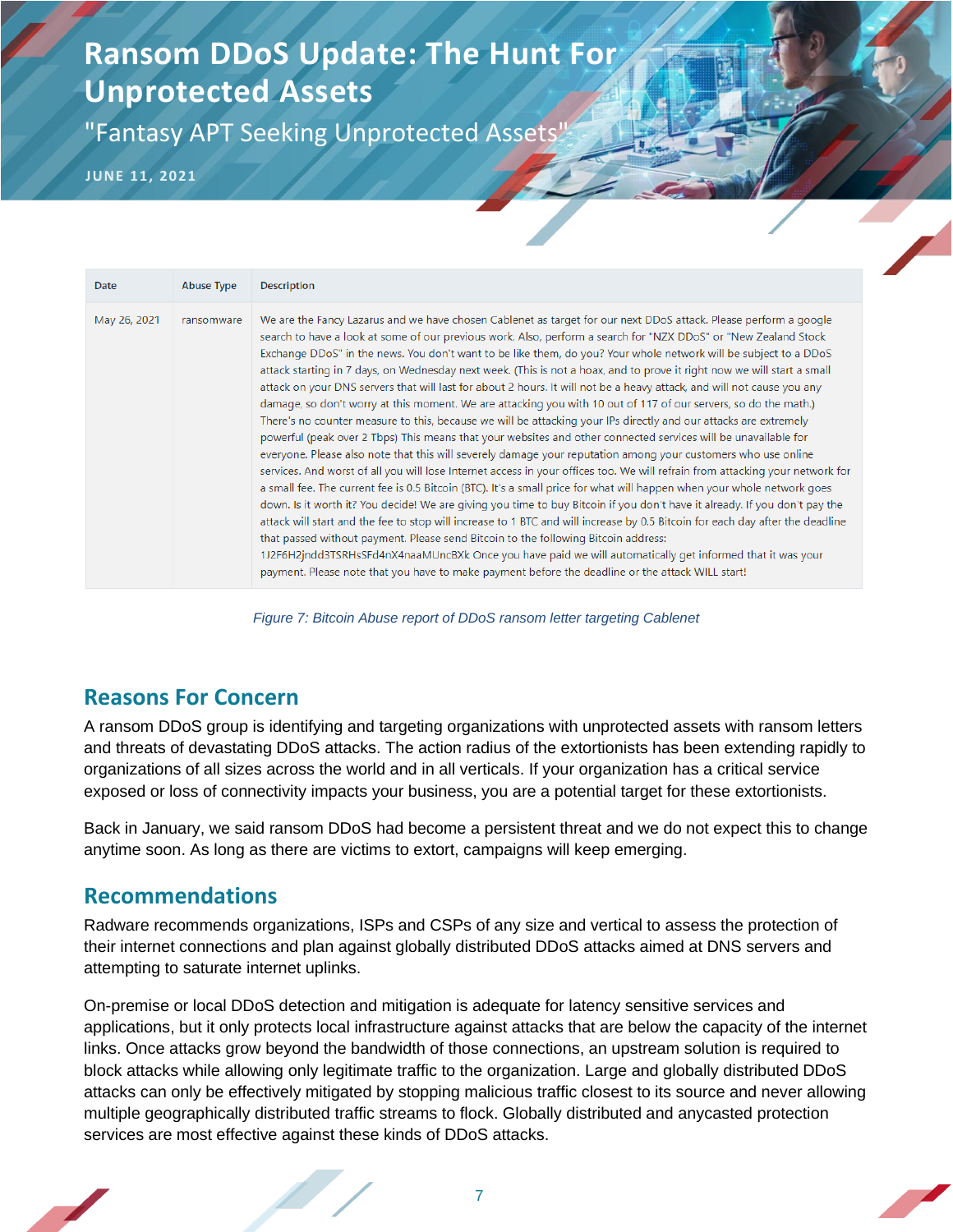# Ransom DDoS Update: The Hunt For Unprotected Assets

"Fantasy APT Seeking Unprotected Assets"

JUNE 11, 2021

| Date | Abuse Type | Description |
|---|---|---|
| May 26, 2021 | ransomware | We are the Fancy Lazarus and we have chosen Cablenet as target for our next DDoS attack. Please perform a google search to have a look at some of our previous work. Also, perform a search for "NZX DDoS" or "New Zealand Stock Exchange DDoS" in the news. You don't want to be like them, do you? Your whole network will be subject to a DDoS attack starting in 7 days, on Wednesday next week. (This is not a hoax, and to prove it right now we will start a small attack on your DNS servers that will last for about 2 hours. It will not be a heavy attack, and will not cause you any damage, so don't worry at this moment. We are attacking you with 10 out of 117 of our servers, so do the math.) There's no counter measure to this, because we will be attacking your IPs directly and our attacks are extremely powerful (peak over 2 Tbps) This means that your websites and other connected services will be unavailable for everyone. Please also note that this will severely damage your reputation among your customers who use online services. And worst of all you will lose Internet access in your offices too. We will refrain from attacking your network for a small fee. The current fee is 0.5 Bitcoin (BTC). It's a small price for what will happen when your whole network goes down. Is it worth it? You decide! We are giving you time to buy Bitcoin if you don't have it already. If you don't pay the attack will start and the fee to stop will increase to 1 BTC and will increase by 0.5 Bitcoin for each day after the deadline that passed without payment. Please send Bitcoin to the following Bitcoin address: 1J2F6H2jndd3TSRHsSFd4nX4naaMUncBXk Once you have paid we will automatically get informed that it was your payment. Please note that you have to make payment before the deadline or the attack WILL start! |

*Figure 7: Bitcoin Abuse report of DDoS ransom letter targeting Cablenet*

## Reasons For Concern

A ransom DDoS group is identifying and targeting organizations with unprotected assets with ransom letters and threats of devastating DDoS attacks. The action radius of the extortionists has been extending rapidly to organizations of all sizes across the world and in all verticals. If your organization has a critical service exposed or loss of connectivity impacts your business, you are a potential target for these extortionists.

Back in January, we said ransom DDoS had become a persistent threat and we do not expect this to change anytime soon. As long as there are victims to extort, campaigns will keep emerging.

## Recommendations

Radware recommends organizations, ISPs and CSPs of any size and vertical to assess the protection of their internet connections and plan against globally distributed DDoS attacks aimed at DNS servers and attempting to saturate internet uplinks.

On-premise or local DDoS detection and mitigation is adequate for latency sensitive services and applications, but it only protects local infrastructure against attacks that are below the capacity of the internet links. Once attacks grow beyond the bandwidth of those connections, an upstream solution is required to block attacks while allowing only legitimate traffic to the organization. Large and globally distributed DDoS attacks can only be effectively mitigated by stopping malicious traffic closest to its source and never allowing multiple geographically distributed traffic streams to flock. Globally distributed and anycasted protection services are most effective against these kinds of DDoS attacks.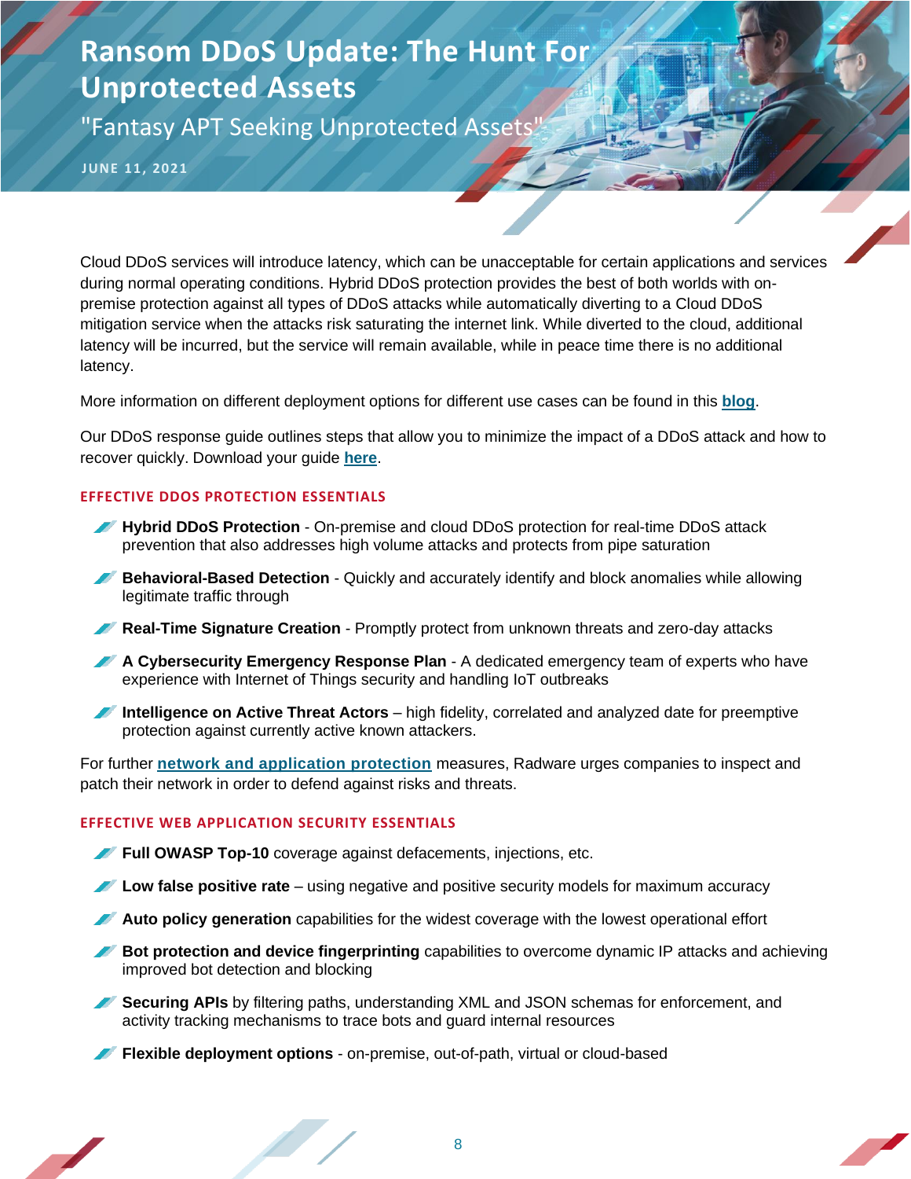# Ransom DDoS Update: The Hunt For Unprotected Assets

"Fantasy APT Seeking Unprotected Assets"

JUNE 11, 2021

Cloud DDoS services will introduce latency, which can be unacceptable for certain applications and services during normal operating conditions. Hybrid DDoS protection provides the best of both worlds with on-premise protection against all types of DDoS attacks while automatically diverting to a Cloud DDoS mitigation service when the attacks risk saturating the internet link. While diverted to the cloud, additional latency will be incurred, but the service will remain available, while in peace time there is no additional latency.

More information on different deployment options for different use cases can be found in this **blog**.

Our DDoS response guide outlines steps that allow you to minimize the impact of a DDoS attack and how to recover quickly. Download your guide **here**.

### EFFECTIVE DDOS PROTECTION ESSENTIALS

- **Hybrid DDoS Protection** - On-premise and cloud DDoS protection for real-time DDoS attack prevention that also addresses high volume attacks and protects from pipe saturation
- **Behavioral-Based Detection** - Quickly and accurately identify and block anomalies while allowing legitimate traffic through
- **Real-Time Signature Creation** - Promptly protect from unknown threats and zero-day attacks
- **A Cybersecurity Emergency Response Plan** - A dedicated emergency team of experts who have experience with Internet of Things security and handling IoT outbreaks
- **Intelligence on Active Threat Actors** – high fidelity, correlated and analyzed date for preemptive protection against currently active known attackers.

For further **network and application protection** measures, Radware urges companies to inspect and patch their network in order to defend against risks and threats.

### EFFECTIVE WEB APPLICATION SECURITY ESSENTIALS

- **Full OWASP Top-10** coverage against defacements, injections, etc.
- **Low false positive rate** – using negative and positive security models for maximum accuracy
- **Auto policy generation** capabilities for the widest coverage with the lowest operational effort
- **Bot protection and device fingerprinting** capabilities to overcome dynamic IP attacks and achieving improved bot detection and blocking
- **Securing APIs** by filtering paths, understanding XML and JSON schemas for enforcement, and activity tracking mechanisms to trace bots and guard internal resources
- **Flexible deployment options** - on-premise, out-of-path, virtual or cloud-based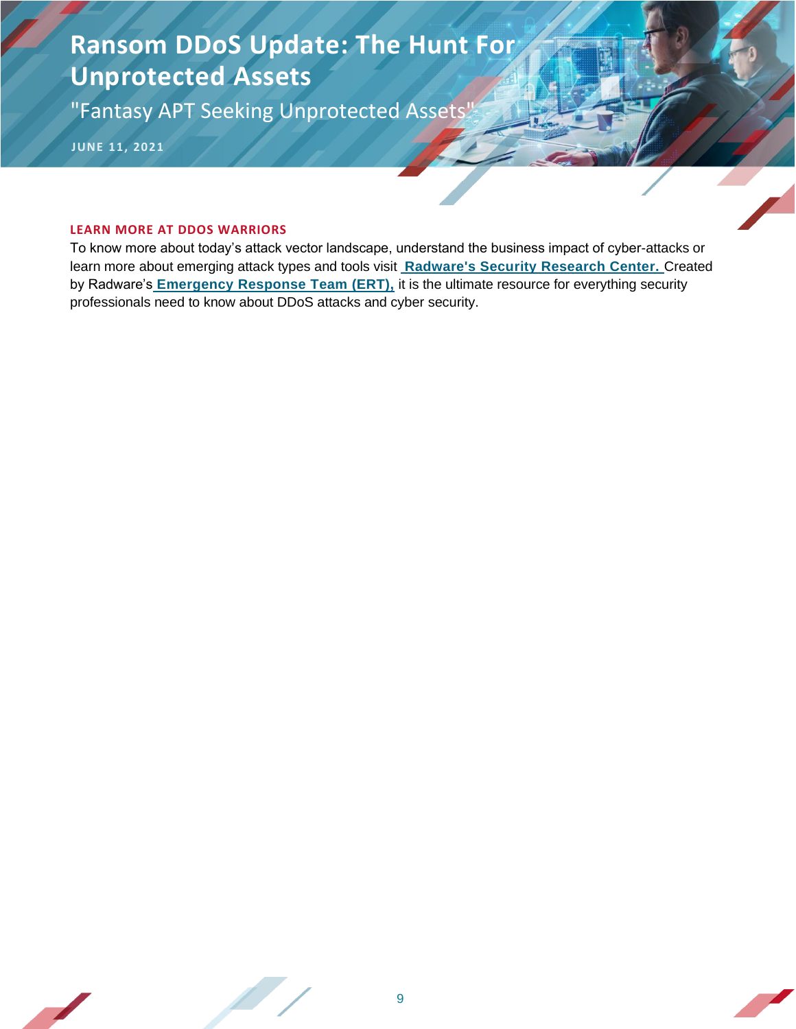# Ransom DDoS Update: The Hunt For Unprotected Assets

"Fantasy APT Seeking Unprotected Assets"

JUNE 11, 2021

### LEARN MORE AT DDOS WARRIORS

To know more about today's attack vector landscape, understand the business impact of cyber-attacks or learn more about emerging attack types and tools visit **Radware's Security Research Center.** Created by Radware's **Emergency Response Team (ERT),** it is the ultimate resource for everything security professionals need to know about DDoS attacks and cyber security.